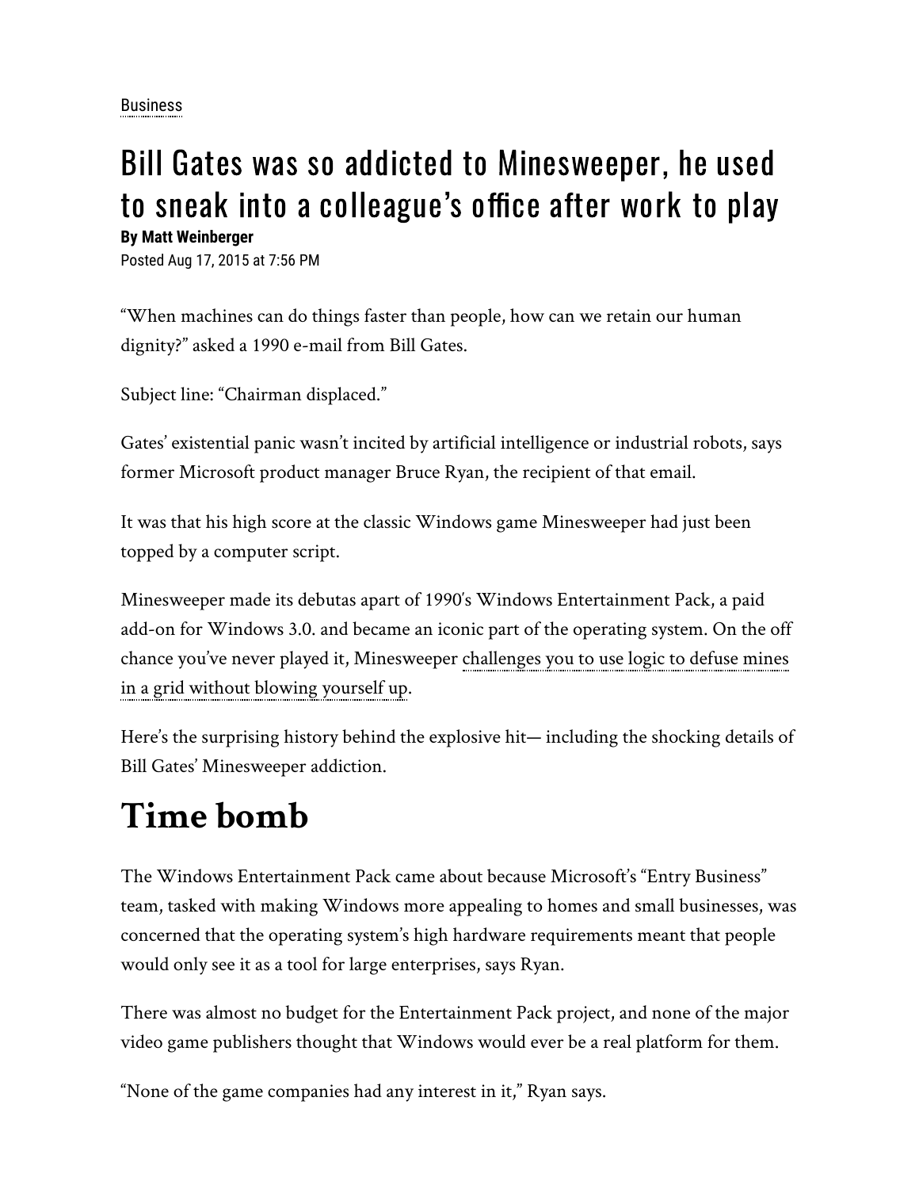Business

# Bill Gates was so addicted to Minesweeper, he used to sneak into a colleague's office after work to play

**By Matt Weinberger**

Posted Aug 17, 2015 at 7:56 PM

"When machines can do things faster than people, how can we retain our human dignity?" asked a 1990 e-mail from Bill Gates.

Subject line: "Chairman displaced."

Gates' existential panic wasn't incited by artificial intelligence or industrial robots, says former Microsoft product manager Bruce Ryan, the recipient of that email.

It was that his high score at the classic Windows game Minesweeper had just been topped by a computer script.

Minesweeper made its debutas apart of 1990's Windows Entertainment Pack, a paid add-on for Windows 3.0. and became an iconic part of the operating system. On the off chance you've never played it, Minesweeper challenges you to use logic to defuse mines in a grid without blowing yourself up.

Here's the surprising history behind the explosive hit— including the shocking details of Bill Gates' Minesweeper addiction.

# Time bomb

The Windows Entertainment Pack came about because Microsoft's "Entry Business" team, tasked with making Windows more appealing to homes and small businesses, was concerned that the operating system's high hardware requirements meant that people would only see it as a tool for large enterprises, says Ryan.

There was almost no budget for the Entertainment Pack project, and none of the major video game publishers thought that Windows would ever be a real platform for them.

"None of the game companies had any interest in it," Ryan says.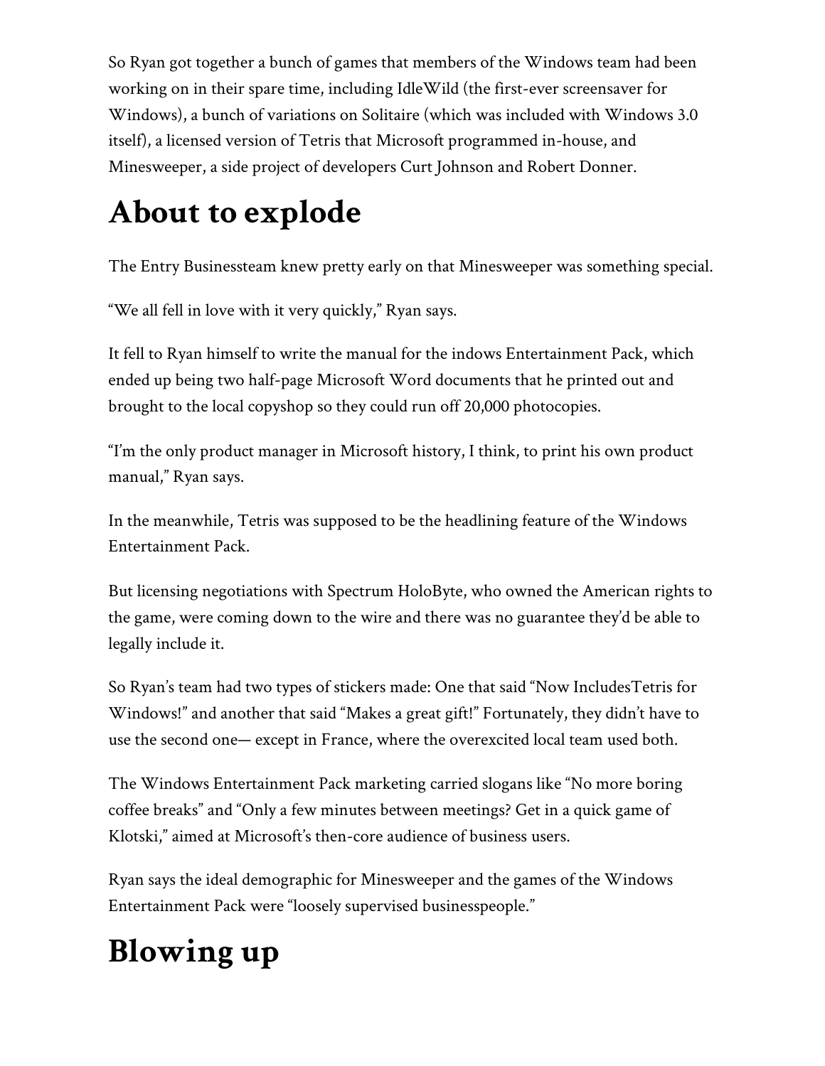So Ryan got together a bunch of games that members of the Windows team had been working on in their spare time, including IdleWild (the first-ever screensaver for Windows), a bunch of variations on Solitaire (which was included with Windows 3.0 itself), a licensed version of Tetris that Microsoft programmed in-house, and Minesweeper, a side project of developers Curt Johnson and Robert Donner.

# About to explode

The Entry Businessteam knew pretty early on that Minesweeper was something special.

"We all fell in love with it very quickly," Ryan says.

It fell to Ryan himself to write the manual for the indows Entertainment Pack, which ended up being two half-page Microsoft Word documents that he printed out and brought to the local copyshop so they could run off 20,000 photocopies.

"I'm the only product manager in Microsoft history, I think, to print his own product manual," Ryan says.

In the meanwhile, Tetris was supposed to be the headlining feature of the Windows Entertainment Pack.

But licensing negotiations with Spectrum HoloByte, who owned the American rights to the game, were coming down to the wire and there was no guarantee they'd be able to legally include it.

So Ryan's team had two types of stickers made: One that said "Now IncludesTetris for Windows!" and another that said "Makes a great gift!" Fortunately, they didn't have to use the second one— except in France, where the overexcited local team used both.

The Windows Entertainment Pack marketing carried slogans like "No more boring coffee breaks" and "Only a few minutes between meetings? Get in a quick game of Klotski," aimed at Microsoft's then-core audience of business users.

Ryan says the ideal demographic for Minesweeper and the games of the Windows Entertainment Pack were "loosely supervised businesspeople."

# Blowing up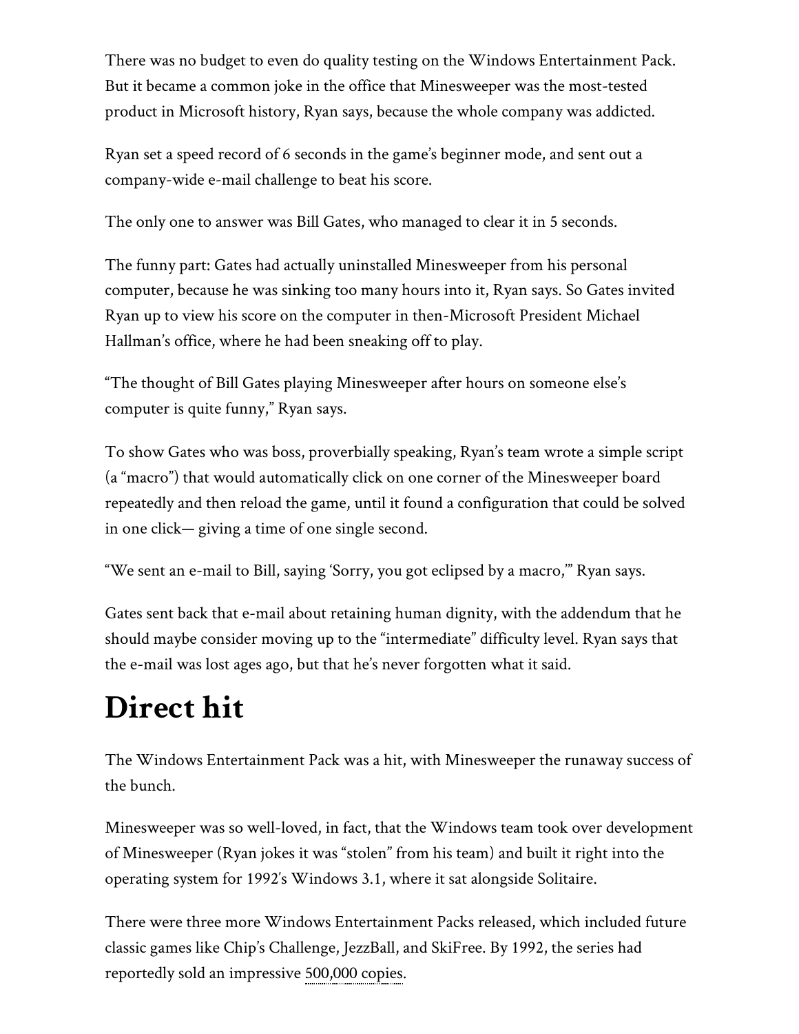There was no budget to even do quality testing on the Windows Entertainment Pack. But it became a common joke in the office that Minesweeper was the most-tested product in Microsoft history, Ryan says, because the whole company was addicted.

Ryan set a speed record of 6 seconds in the game's beginner mode, and sent out a company-wide e-mail challenge to beat his score.

The only one to answer was Bill Gates, who managed to clear it in 5 seconds.

The funny part: Gates had actually uninstalled Minesweeper from his personal computer, because he was sinking too many hours into it, Ryan says. So Gates invited Ryan up to view his score on the computer in then-Microsoft President Michael Hallman's office, where he had been sneaking off to play.

"The thought of Bill Gates playing Minesweeper after hours on someone else's computer is quite funny," Ryan says.

To show Gates who was boss, proverbially speaking, Ryan's team wrote a simple script (a "macro") that would automatically click on one corner of the Minesweeper board repeatedly and then reload the game, until it found a configuration that could be solved in one click— giving a time of one single second.

"We sent an e-mail to Bill, saying 'Sorry, you got eclipsed by a macro,'" Ryan says.

Gates sent back that e-mail about retaining human dignity, with the addendum that he should maybe consider moving up to the "intermediate" difficulty level. Ryan says that the e-mail was lost ages ago, but that he's never forgotten what it said.

# Direct hit

The Windows Entertainment Pack was a hit, with Minesweeper the runaway success of the bunch.

Minesweeper was so well-loved, in fact, that the Windows team took over development of Minesweeper (Ryan jokes it was "stolen" from his team) and built it right into the operating system for 1992's Windows 3.1, where it sat alongside Solitaire.

There were three more Windows Entertainment Packs released, which included future classic games like Chip's Challenge, JezzBall, and SkiFree. By 1992, the series had reportedly sold an impressive 500,000 copies.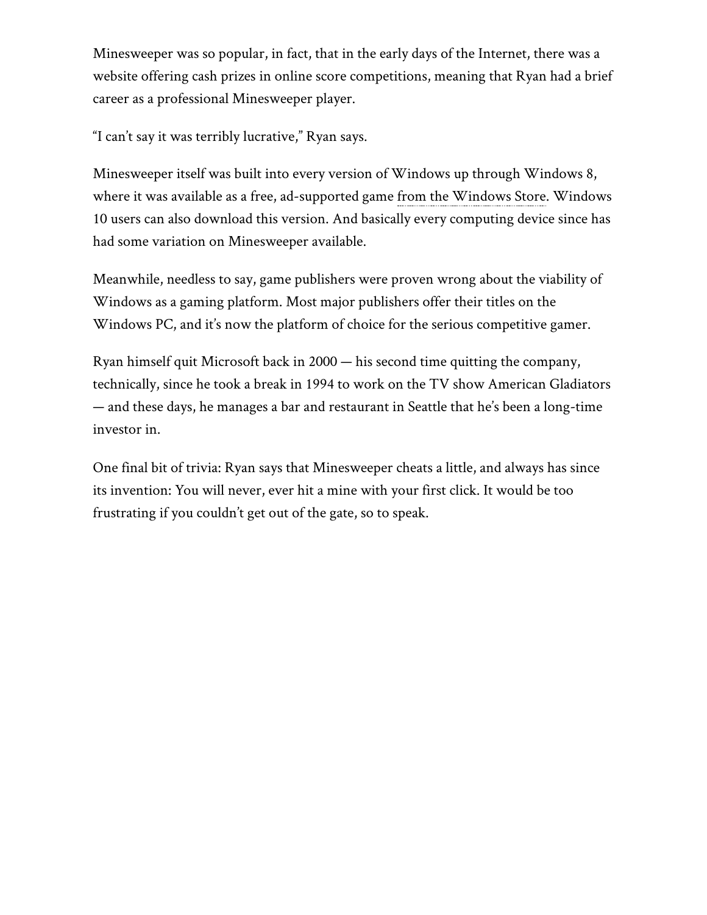Minesweeper was so popular, in fact, that in the early days of the Internet, there was a website offering cash prizes in online score competitions, meaning that Ryan had a brief career as a professional Minesweeper player.

"I can't say it was terribly lucrative," Ryan says.

Minesweeper itself was built into every version of Windows up through Windows 8, where it was available as a free, ad-supported game from the Windows Store. Windows 10 users can also download this version. And basically every computing device since has had some variation on Minesweeper available.

Meanwhile, needless to say, game publishers were proven wrong about the viability of Windows as a gaming platform. Most major publishers offer their titles on the Windows PC, and it's now the platform of choice for the serious competitive gamer.

Ryan himself quit Microsoft back in 2000 — his second time quitting the company, technically, since he took a break in 1994 to work on the TV show American Gladiators — and these days, he manages a bar and restaurant in Seattle that he's been a long-time investor in.

One final bit of trivia: Ryan says that Minesweeper cheats a little, and always has since its invention: You will never, ever hit a mine with your first click. It would be too frustrating if you couldn't get out of the gate, so to speak.